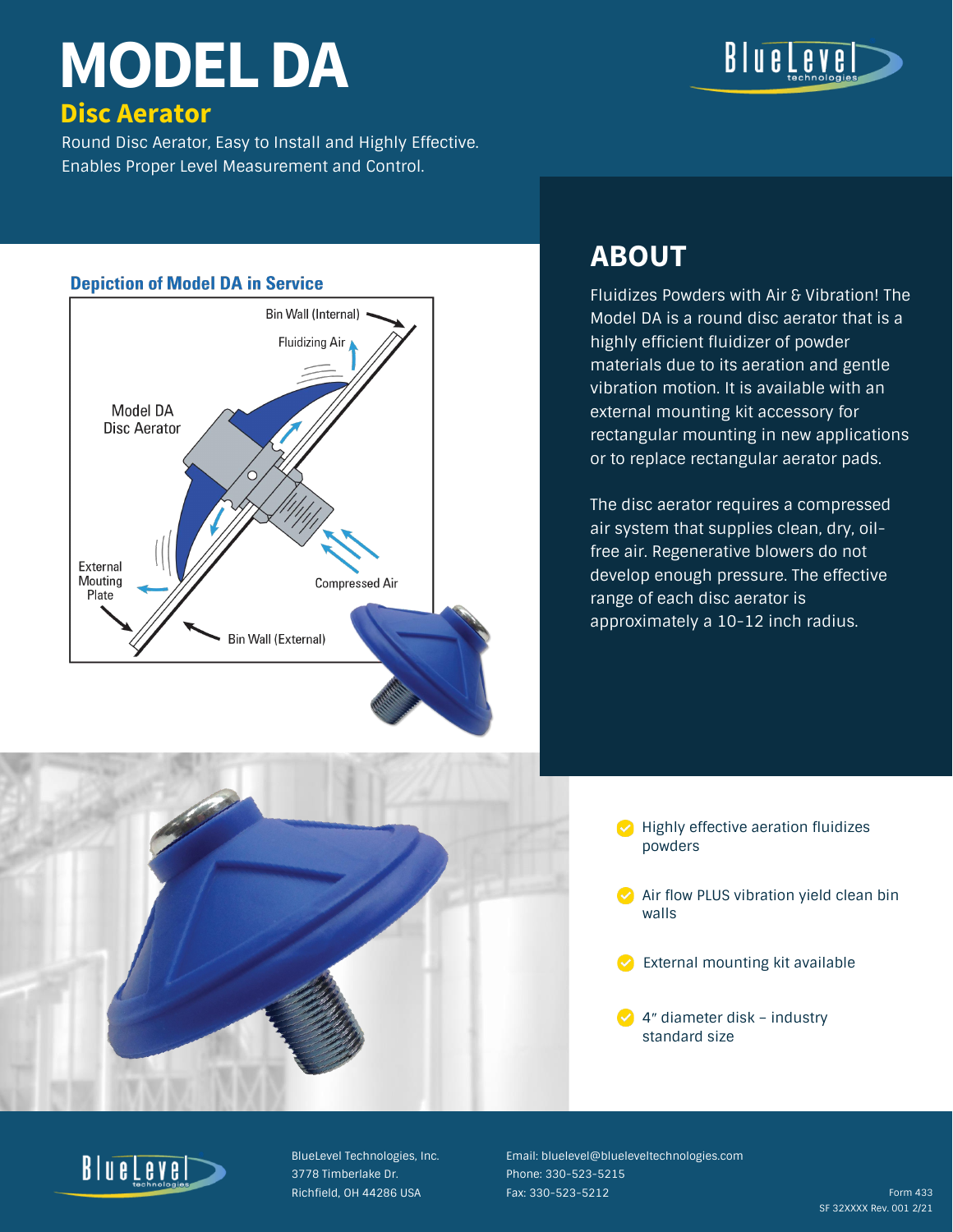# MODEL DA

## Disc Aerator

Round Disc Aerator, Easy to Install and Highly Effective.
Enables Proper Level Measurement and Control.

### Depiction of Model DA in Service

Bin Wall (Internal)
Fluidizing Air
Model DA Disc Aerator
External Mouting Plate
Compressed Air
Bin Wall (External)

## ABOUT

Fluidizes Powders with Air & Vibration! The Model DA is a round disc aerator that is a highly efficient fluidizer of powder materials due to its aeration and gentle vibration motion. It is available with an external mounting kit accessory for rectangular mounting in new applications or to replace rectangular aerator pads.

The disc aerator requires a compressed air system that supplies clean, dry, oil-free air. Regenerative blowers do not develop enough pressure. The effective range of each disc aerator is approximately a 10-12 inch radius.

- Highly effective aeration fluidizes powders
- Air flow PLUS vibration yield clean bin walls
- External mounting kit available
- 4″ diameter disk – industry standard size

BlueLevel Technologies, Inc.
3778 Timberlake Dr.
Richfield, OH 44286 USA

Email: bluelevel@blueleveltechnologies.com
Phone: 330-523-5215
Fax: 330-523-5212

Form 433
SF 32XXXX Rev. 001 2/21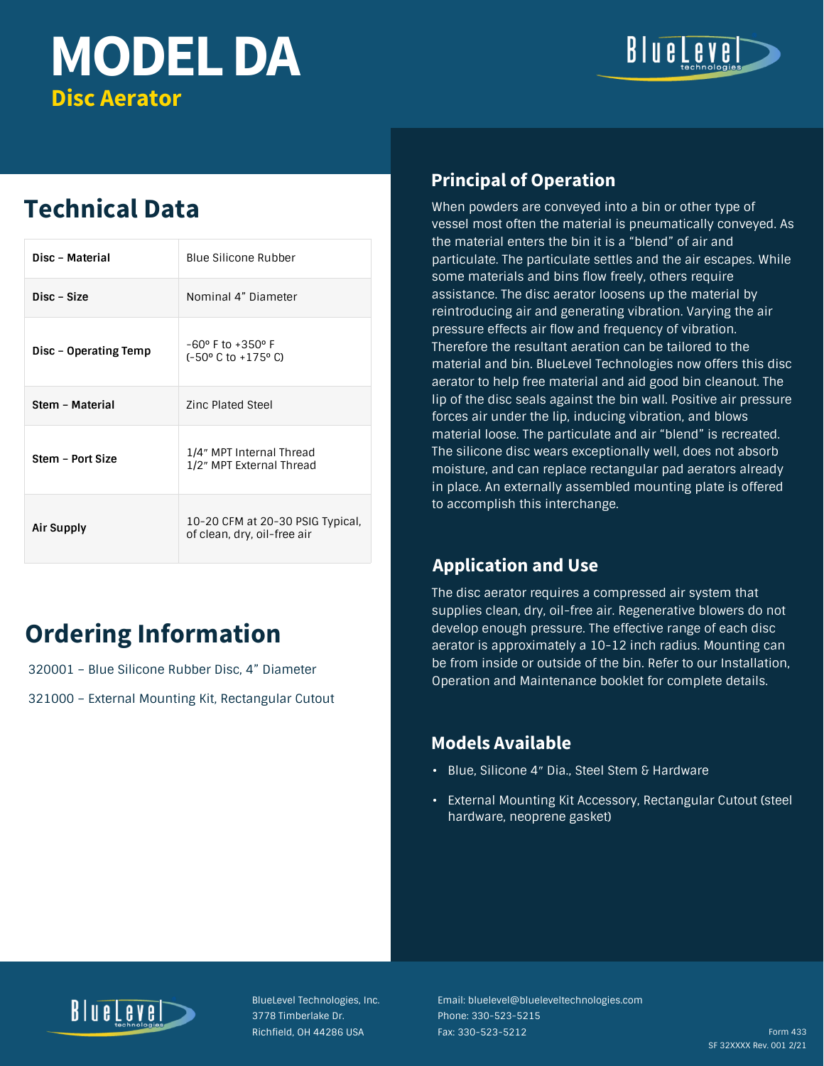# MODEL DA

## Disc Aerator

## Technical Data

| | |
|---|---|
| **Disc – Material** | Blue Silicone Rubber |
| **Disc – Size** | Nominal 4" Diameter |
| **Disc – Operating Temp** | -60° F to +350° F (-50° C to +175° C) |
| **Stem – Material** | Zinc Plated Steel |
| **Stem – Port Size** | 1/4" MPT Internal Thread 1/2" MPT External Thread |
| **Air Supply** | 10-20 CFM at 20-30 PSIG Typical, of clean, dry, oil-free air |

## Ordering Information

320001 – Blue Silicone Rubber Disc, 4" Diameter

321000 – External Mounting Kit, Rectangular Cutout

## Principal of Operation

When powders are conveyed into a bin or other type of vessel most often the material is pneumatically conveyed. As the material enters the bin it is a "blend" of air and particulate. The particulate settles and the air escapes. While some materials and bins flow freely, others require assistance. The disc aerator loosens up the material by reintroducing air and generating vibration. Varying the air pressure effects air flow and frequency of vibration. Therefore the resultant aeration can be tailored to the material and bin. BlueLevel Technologies now offers this disc aerator to help free material and aid good bin cleanout. The lip of the disc seals against the bin wall. Positive air pressure forces air under the lip, inducing vibration, and blows material loose. The particulate and air "blend" is recreated. The silicone disc wears exceptionally well, does not absorb moisture, and can replace rectangular pad aerators already in place. An externally assembled mounting plate is offered to accomplish this interchange.

## Application and Use

The disc aerator requires a compressed air system that supplies clean, dry, oil-free air. Regenerative blowers do not develop enough pressure. The effective range of each disc aerator is approximately a 10-12 inch radius. Mounting can be from inside or outside of the bin. Refer to our Installation, Operation and Maintenance booklet for complete details.

## Models Available

- Blue, Silicone 4" Dia., Steel Stem & Hardware
- External Mounting Kit Accessory, Rectangular Cutout (steel hardware, neoprene gasket)

BlueLevel Technologies, Inc.
3778 Timberlake Dr.
Richfield, OH 44286 USA

Email: bluelevel@blueleveltechnologies.com
Phone: 330-523-5215
Fax: 330-523-5212

Form 433
SF 32XXXX Rev. 001 2/21